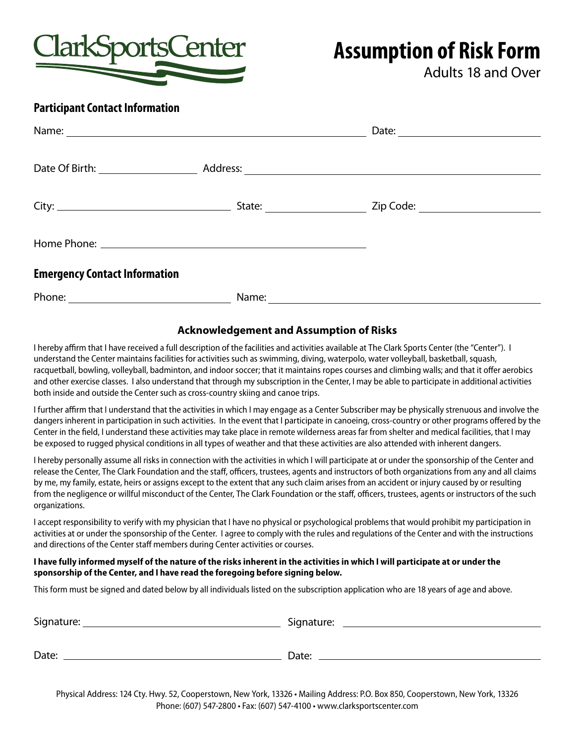ClarkSportsCenter

# Assumption of Risk Form

Adults 18 and Over

## Participant Contact Information

Name: ______________________________ Date: ______________

Date Of Birth: __________ Address: ______________________________

City: ________________ State: __________ Zip Code: ____________

Home Phone: ______________________________

## Emergency Contact Information

Phone: ________________ Name: ______________________________

### Acknowledgement and Assumption of Risks

I hereby affirm that I have received a full description of the facilities and activities available at The Clark Sports Center (the "Center"). I understand the Center maintains facilities for activities such as swimming, diving, waterpolo, water volleyball, basketball, squash, racquetball, bowling, volleyball, badminton, and indoor soccer; that it maintains ropes courses and climbing walls; and that it offer aerobics and other exercise classes. I also understand that through my subscription in the Center, I may be able to participate in additional activities both inside and outside the Center such as cross-country skiing and canoe trips.

I further affirm that I understand that the activities in which I may engage as a Center Subscriber may be physically strenuous and involve the dangers inherent in participation in such activities. In the event that I participate in canoeing, cross-country or other programs offered by the Center in the field, I understand these activities may take place in remote wilderness areas far from shelter and medical facilities, that I may be exposed to rugged physical conditions in all types of weather and that these activities are also attended with inherent dangers.

I hereby personally assume all risks in connection with the activities in which I will participate at or under the sponsorship of the Center and release the Center, The Clark Foundation and the staff, officers, trustees, agents and instructors of both organizations from any and all claims by me, my family, estate, heirs or assigns except to the extent that any such claim arises from an accident or injury caused by or resulting from the negligence or willful misconduct of the Center, The Clark Foundation or the staff, officers, trustees, agents or instructors of the such organizations.

I accept responsibility to verify with my physician that I have no physical or psychological problems that would prohibit my participation in activities at or under the sponsorship of the Center. I agree to comply with the rules and regulations of the Center and with the instructions and directions of the Center staff members during Center activities or courses.

**I have fully informed myself of the nature of the risks inherent in the activities in which I will participate at or under the sponsorship of the Center, and I have read the foregoing before signing below.**

This form must be signed and dated below by all individuals listed on the subscription application who are 18 years of age and above.

Signature: ______________________ Signature: ______________________

Date: ______________________ Date: ______________________

Physical Address: 124 Cty. Hwy. 52, Cooperstown, New York, 13326 • Mailing Address: P.O. Box 850, Cooperstown, New York, 13326
Phone: (607) 547-2800 • Fax: (607) 547-4100 • www.clarksportscenter.com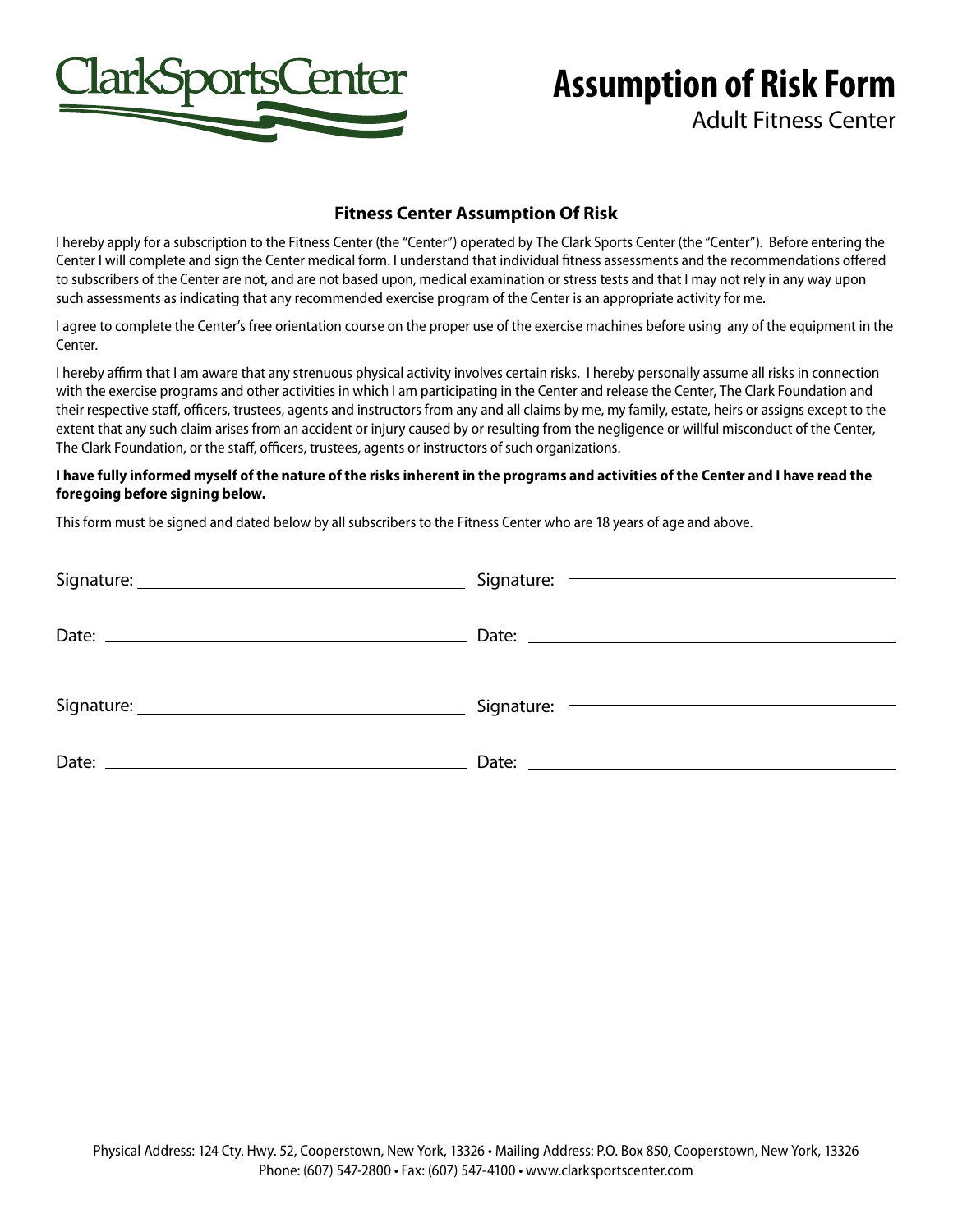ClarkSportsCenter

# Assumption of Risk Form

Adult Fitness Center

## Fitness Center Assumption Of Risk

I hereby apply for a subscription to the Fitness Center (the "Center") operated by The Clark Sports Center (the "Center"). Before entering the Center I will complete and sign the Center medical form. I understand that individual fitness assessments and the recommendations offered to subscribers of the Center are not, and are not based upon, medical examination or stress tests and that I may not rely in any way upon such assessments as indicating that any recommended exercise program of the Center is an appropriate activity for me.

I agree to complete the Center's free orientation course on the proper use of the exercise machines before using any of the equipment in the Center.

I hereby affirm that I am aware that any strenuous physical activity involves certain risks. I hereby personally assume all risks in connection with the exercise programs and other activities in which I am participating in the Center and release the Center, The Clark Foundation and their respective staff, officers, trustees, agents and instructors from any and all claims by me, my family, estate, heirs or assigns except to the extent that any such claim arises from an accident or injury caused by or resulting from the negligence or willful misconduct of the Center, The Clark Foundation, or the staff, officers, trustees, agents or instructors of such organizations.

**I have fully informed myself of the nature of the risks inherent in the programs and activities of the Center and I have read the foregoing before signing below.**

This form must be signed and dated below by all subscribers to the Fitness Center who are 18 years of age and above.

Signature: ______________________ Signature: ______________________

Date: ______________________ Date: ______________________

Signature: ______________________ Signature: ______________________

Date: ______________________ Date: ______________________

Physical Address: 124 Cty. Hwy. 52, Cooperstown, New York, 13326 • Mailing Address: P.O. Box 850, Cooperstown, New York, 13326
Phone: (607) 547-2800 • Fax: (607) 547-4100 • www.clarksportscenter.com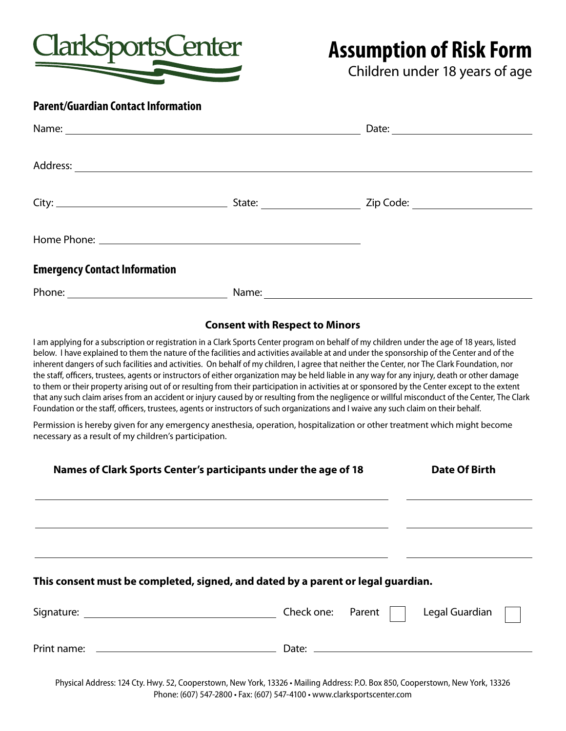ClarkSportsCenter

# Assumption of Risk Form

Children under 18 years of age

## Parent/Guardian Contact Information

Name: ______________________________ Date: ______________

Address: ______________________________________________

City: ________________ State: __________ Zip Code: ____________

Home Phone: __________________________

## Emergency Contact Information

Phone: ________________ Name: ____________________________

### Consent with Respect to Minors

I am applying for a subscription or registration in a Clark Sports Center program on behalf of my children under the age of 18 years, listed below. I have explained to them the nature of the facilities and activities available at and under the sponsorship of the Center and of the inherent dangers of such facilities and activities. On behalf of my children, I agree that neither the Center, nor The Clark Foundation, nor the staff, officers, trustees, agents or instructors of either organization may be held liable in any way for any injury, death or other damage to them or their property arising out of or resulting from their participation in activities at or sponsored by the Center except to the extent that any such claim arises from an accident or injury caused by or resulting from the negligence or willful misconduct of the Center, The Clark Foundation or the staff, officers, trustees, agents or instructors of such organizations and I waive any such claim on their behalf.

Permission is hereby given for any emergency anesthesia, operation, hospitalization or other treatment which might become necessary as a result of my children's participation.

| Names of Clark Sports Center's participants under the age of 18 | Date Of Birth |
| --- | --- |
| | |
| | |
| | |

**This consent must be completed, signed, and dated by a parent or legal guardian.**

Signature: ______________________ Check one: Parent ☐ Legal Guardian ☐

Print name: ______________________ Date: ______________________

Physical Address: 124 Cty. Hwy. 52, Cooperstown, New York, 13326 • Mailing Address: P.O. Box 850, Cooperstown, New York, 13326
Phone: (607) 547-2800 • Fax: (607) 547-4100 • www.clarksportscenter.com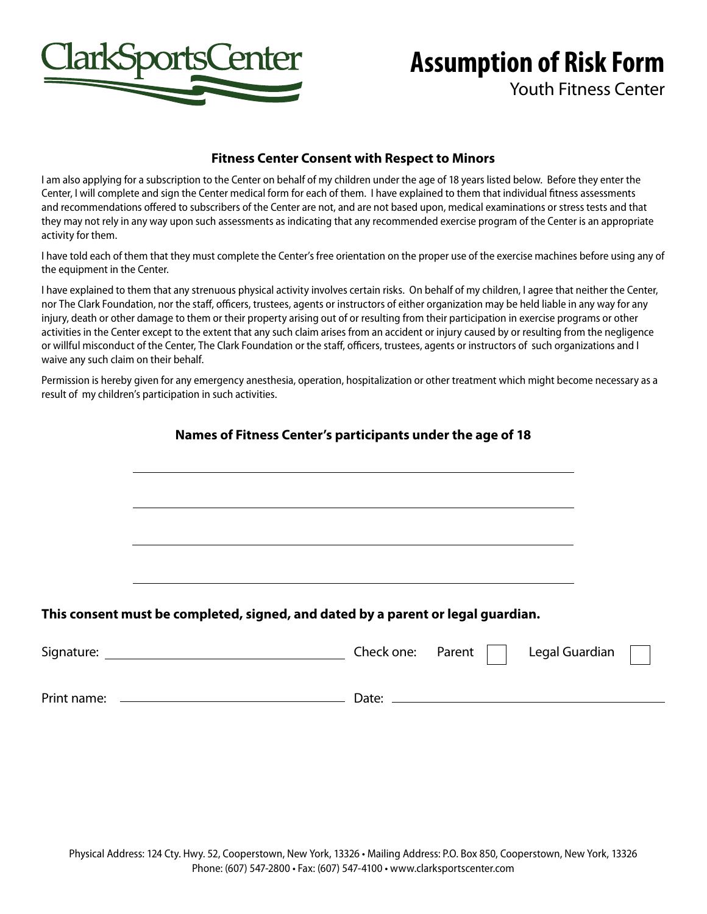ClarkSportsCenter

# Assumption of Risk Form

Youth Fitness Center

### Fitness Center Consent with Respect to Minors

I am also applying for a subscription to the Center on behalf of my children under the age of 18 years listed below. Before they enter the Center, I will complete and sign the Center medical form for each of them. I have explained to them that individual fitness assessments and recommendations offered to subscribers of the Center are not, and are not based upon, medical examinations or stress tests and that they may not rely in any way upon such assessments as indicating that any recommended exercise program of the Center is an appropriate activity for them.

I have told each of them that they must complete the Center's free orientation on the proper use of the exercise machines before using any of the equipment in the Center.

I have explained to them that any strenuous physical activity involves certain risks. On behalf of my children, I agree that neither the Center, nor The Clark Foundation, nor the staff, officers, trustees, agents or instructors of either organization may be held liable in any way for any injury, death or other damage to them or their property arising out of or resulting from their participation in exercise programs or other activities in the Center except to the extent that any such claim arises from an accident or injury caused by or resulting from the negligence or willful misconduct of the Center, The Clark Foundation or the staff, officers, trustees, agents or instructors of such organizations and I waive any such claim on their behalf.

Permission is hereby given for any emergency anesthesia, operation, hospitalization or other treatment which might become necessary as a result of my children's participation in such activities.

### Names of Fitness Center's participants under the age of 18

\_\_\_\_\_\_\_\_\_\_\_\_\_\_\_\_\_\_\_\_\_\_\_\_\_\_\_\_\_\_\_\_\_\_\_\_\_\_\_\_

\_\_\_\_\_\_\_\_\_\_\_\_\_\_\_\_\_\_\_\_\_\_\_\_\_\_\_\_\_\_\_\_\_\_\_\_\_\_\_\_

\_\_\_\_\_\_\_\_\_\_\_\_\_\_\_\_\_\_\_\_\_\_\_\_\_\_\_\_\_\_\_\_\_\_\_\_\_\_\_\_

\_\_\_\_\_\_\_\_\_\_\_\_\_\_\_\_\_\_\_\_\_\_\_\_\_\_\_\_\_\_\_\_\_\_\_\_\_\_\_\_

**This consent must be completed, signed, and dated by a parent or legal guardian.**

Signature: \_\_\_\_\_\_\_\_\_\_\_\_\_\_\_\_\_\_\_\_\_\_\_\_ Check one: Parent ☐ Legal Guardian ☐

Print name: \_\_\_\_\_\_\_\_\_\_\_\_\_\_\_\_\_\_\_\_\_\_\_\_ Date: \_\_\_\_\_\_\_\_\_\_\_\_\_\_\_\_\_\_\_\_\_\_\_\_

Physical Address: 124 Cty. Hwy. 52, Cooperstown, New York, 13326 • Mailing Address: P.O. Box 850, Cooperstown, New York, 13326
Phone: (607) 547-2800 • Fax: (607) 547-4100 • www.clarksportscenter.com